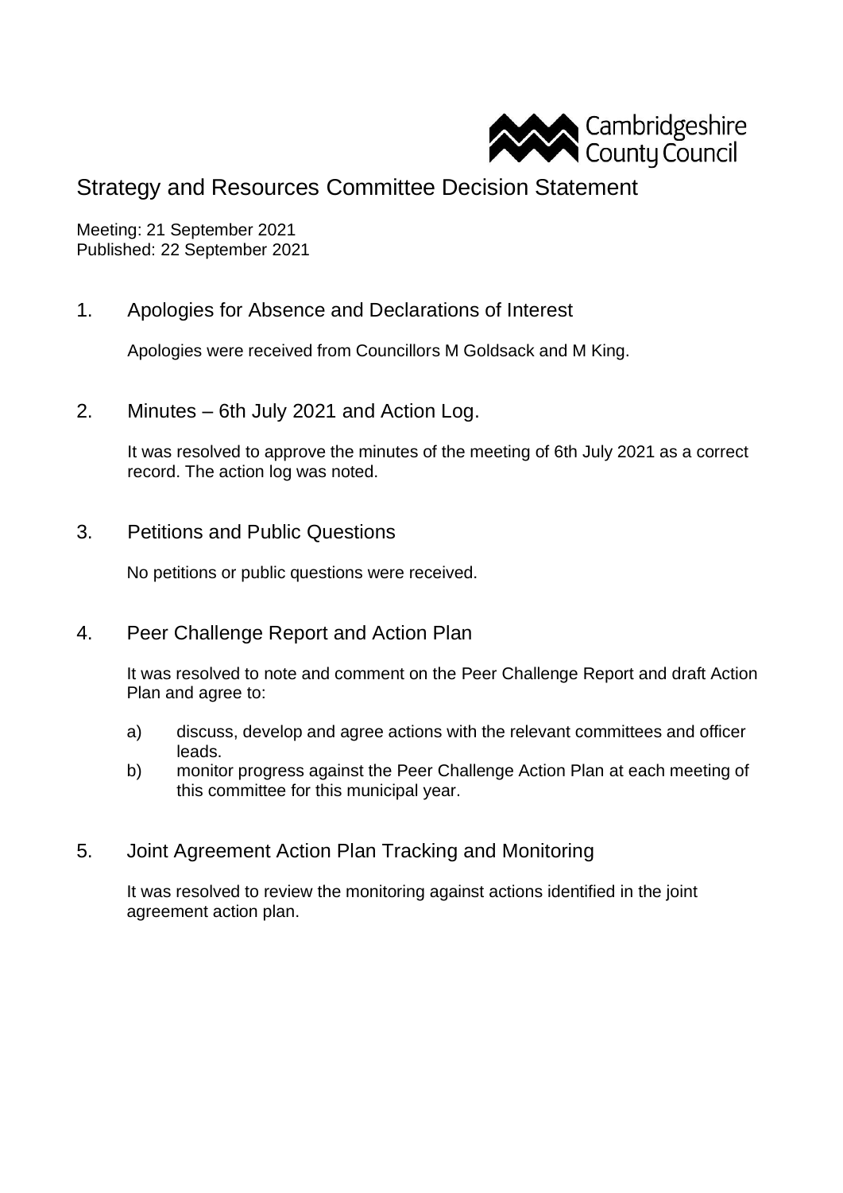Cambridgeshire County Council

# Strategy and Resources Committee Decision Statement

Meeting: 21 September 2021
Published: 22 September 2021

## 1. Apologies for Absence and Declarations of Interest

Apologies were received from Councillors M Goldsack and M King.

## 2. Minutes – 6th July 2021 and Action Log.

It was resolved to approve the minutes of the meeting of 6th July 2021 as a correct record. The action log was noted.

## 3. Petitions and Public Questions

No petitions or public questions were received.

## 4. Peer Challenge Report and Action Plan

It was resolved to note and comment on the Peer Challenge Report and draft Action Plan and agree to:

a) discuss, develop and agree actions with the relevant committees and officer leads.
b) monitor progress against the Peer Challenge Action Plan at each meeting of this committee for this municipal year.

## 5. Joint Agreement Action Plan Tracking and Monitoring

It was resolved to review the monitoring against actions identified in the joint agreement action plan.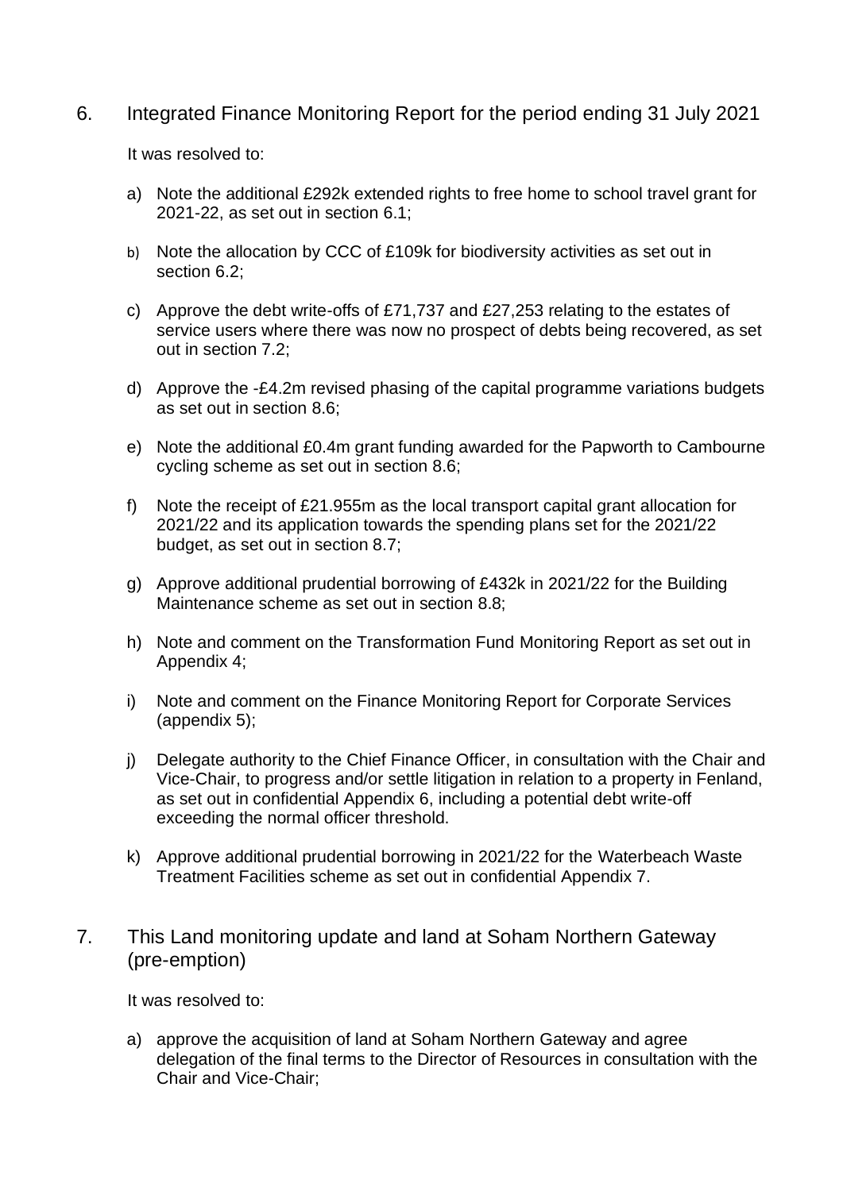6. Integrated Finance Monitoring Report for the period ending 31 July 2021

It was resolved to:

a) Note the additional £292k extended rights to free home to school travel grant for 2021-22, as set out in section 6.1;

b) Note the allocation by CCC of £109k for biodiversity activities as set out in section 6.2;

c) Approve the debt write-offs of £71,737 and £27,253 relating to the estates of service users where there was now no prospect of debts being recovered, as set out in section 7.2;

d) Approve the -£4.2m revised phasing of the capital programme variations budgets as set out in section 8.6;

e) Note the additional £0.4m grant funding awarded for the Papworth to Cambourne cycling scheme as set out in section 8.6;

f) Note the receipt of £21.955m as the local transport capital grant allocation for 2021/22 and its application towards the spending plans set for the 2021/22 budget, as set out in section 8.7;

g) Approve additional prudential borrowing of £432k in 2021/22 for the Building Maintenance scheme as set out in section 8.8;

h) Note and comment on the Transformation Fund Monitoring Report as set out in Appendix 4;

i) Note and comment on the Finance Monitoring Report for Corporate Services (appendix 5);

j) Delegate authority to the Chief Finance Officer, in consultation with the Chair and Vice-Chair, to progress and/or settle litigation in relation to a property in Fenland, as set out in confidential Appendix 6, including a potential debt write-off exceeding the normal officer threshold.

k) Approve additional prudential borrowing in 2021/22 for the Waterbeach Waste Treatment Facilities scheme as set out in confidential Appendix 7.

7. This Land monitoring update and land at Soham Northern Gateway (pre-emption)

It was resolved to:

a) approve the acquisition of land at Soham Northern Gateway and agree delegation of the final terms to the Director of Resources in consultation with the Chair and Vice-Chair;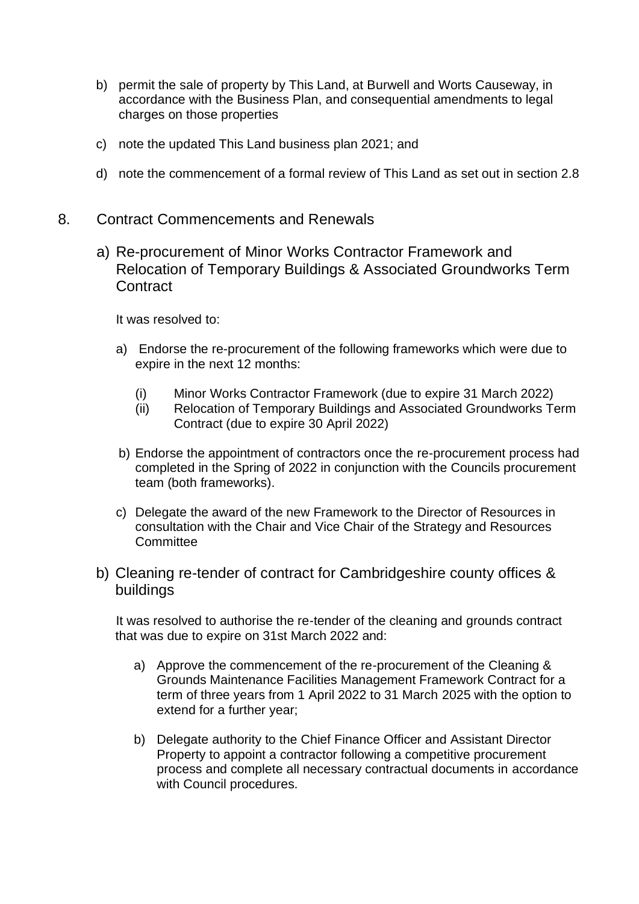b) permit the sale of property by This Land, at Burwell and Worts Causeway, in accordance with the Business Plan, and consequential amendments to legal charges on those properties

c) note the updated This Land business plan 2021; and

d) note the commencement of a formal review of This Land as set out in section 2.8

## 8. Contract Commencements and Renewals

### a) Re-procurement of Minor Works Contractor Framework and Relocation of Temporary Buildings & Associated Groundworks Term Contract

It was resolved to:

a) Endorse the re-procurement of the following frameworks which were due to expire in the next 12 months:

   (i) Minor Works Contractor Framework (due to expire 31 March 2022)
   
   (ii) Relocation of Temporary Buildings and Associated Groundworks Term Contract (due to expire 30 April 2022)

b) Endorse the appointment of contractors once the re-procurement process had completed in the Spring of 2022 in conjunction with the Councils procurement team (both frameworks).

c) Delegate the award of the new Framework to the Director of Resources in consultation with the Chair and Vice Chair of the Strategy and Resources Committee

### b) Cleaning re-tender of contract for Cambridgeshire county offices & buildings

It was resolved to authorise the re-tender of the cleaning and grounds contract that was due to expire on 31st March 2022 and:

a) Approve the commencement of the re-procurement of the Cleaning & Grounds Maintenance Facilities Management Framework Contract for a term of three years from 1 April 2022 to 31 March 2025 with the option to extend for a further year;

b) Delegate authority to the Chief Finance Officer and Assistant Director Property to appoint a contractor following a competitive procurement process and complete all necessary contractual documents in accordance with Council procedures.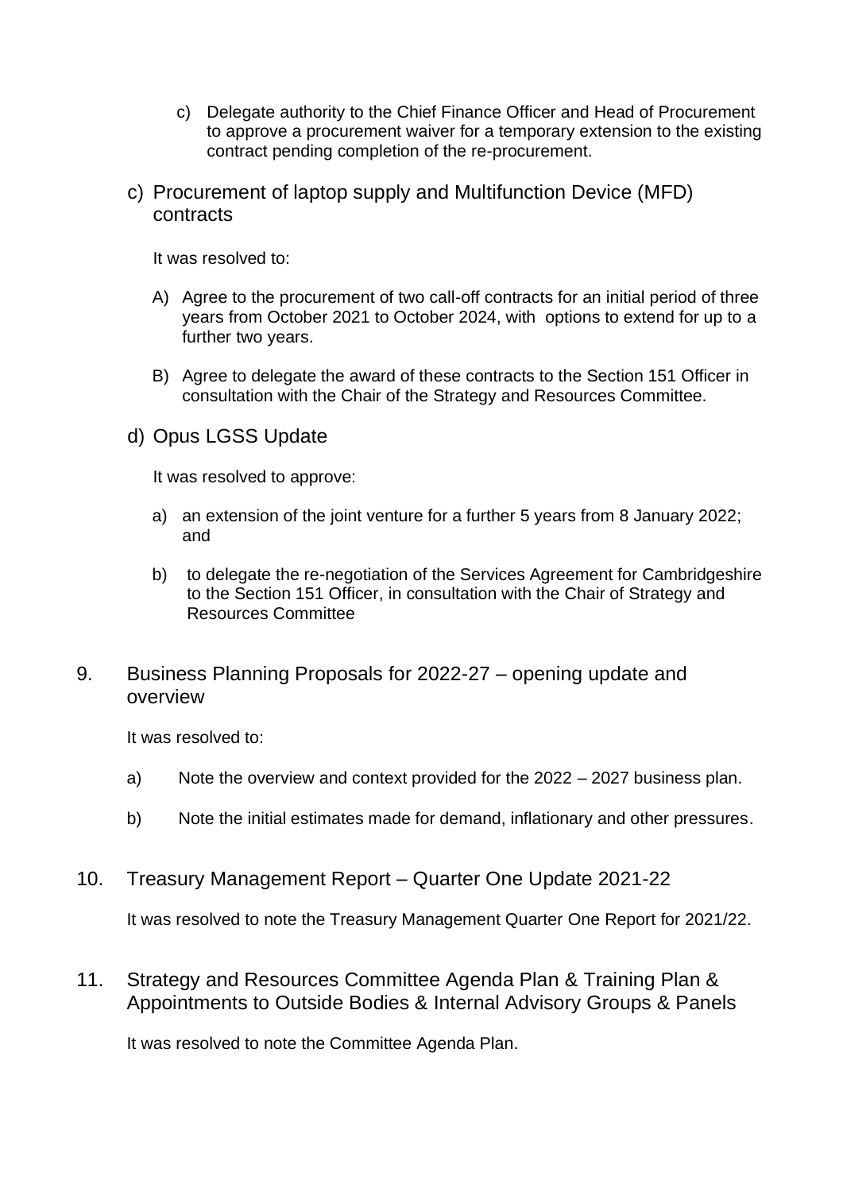c) Delegate authority to the Chief Finance Officer and Head of Procurement to approve a procurement waiver for a temporary extension to the existing contract pending completion of the re-procurement.

### c) Procurement of laptop supply and Multifunction Device (MFD) contracts

It was resolved to:

A) Agree to the procurement of two call-off contracts for an initial period of three years from October 2021 to October 2024, with options to extend for up to a further two years.

B) Agree to delegate the award of these contracts to the Section 151 Officer in consultation with the Chair of the Strategy and Resources Committee.

### d) Opus LGSS Update

It was resolved to approve:

a) an extension of the joint venture for a further 5 years from 8 January 2022; and

b) to delegate the re-negotiation of the Services Agreement for Cambridgeshire to the Section 151 Officer, in consultation with the Chair of Strategy and Resources Committee

## 9. Business Planning Proposals for 2022-27 – opening update and overview

It was resolved to:

a) Note the overview and context provided for the 2022 – 2027 business plan.

b) Note the initial estimates made for demand, inflationary and other pressures.

## 10. Treasury Management Report – Quarter One Update 2021-22

It was resolved to note the Treasury Management Quarter One Report for 2021/22.

## 11. Strategy and Resources Committee Agenda Plan & Training Plan & Appointments to Outside Bodies & Internal Advisory Groups & Panels

It was resolved to note the Committee Agenda Plan.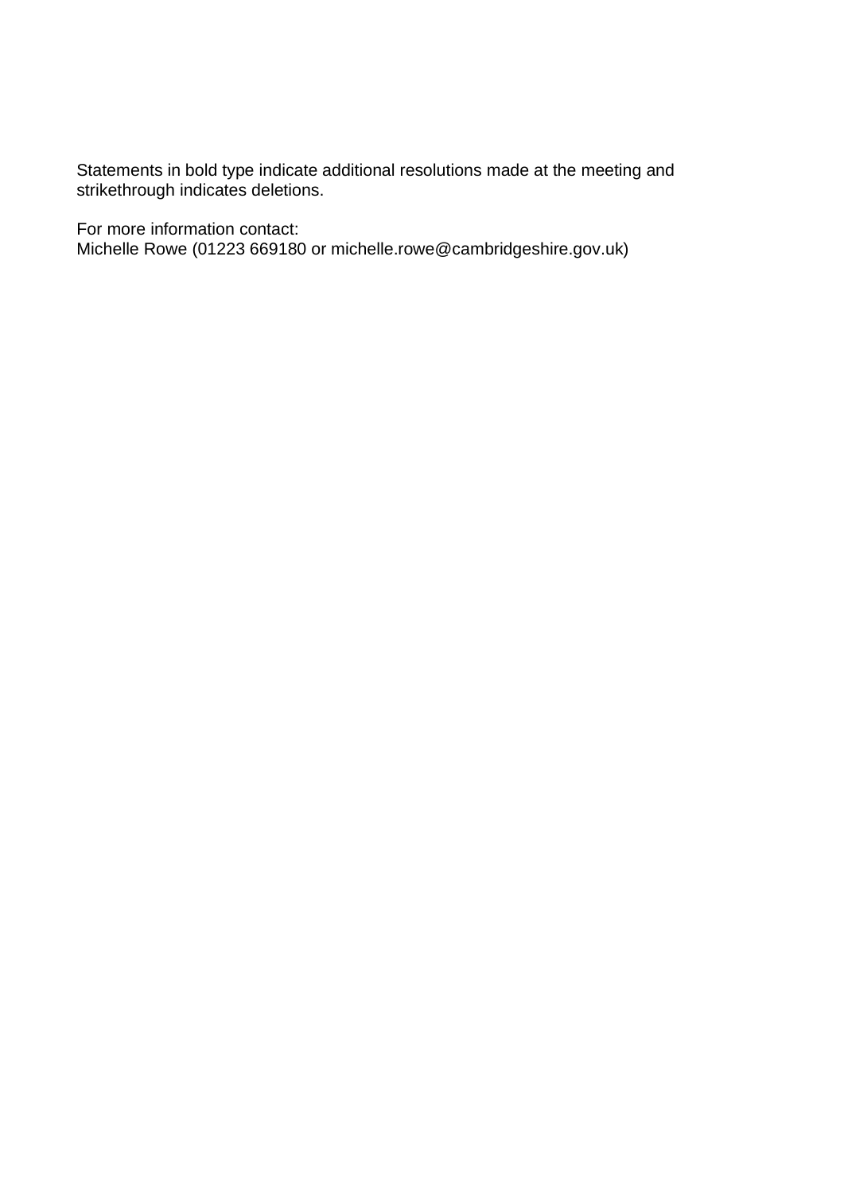Statements in bold type indicate additional resolutions made at the meeting and strikethrough indicates deletions.

For more information contact:
Michelle Rowe (01223 669180 or michelle.rowe@cambridgeshire.gov.uk)